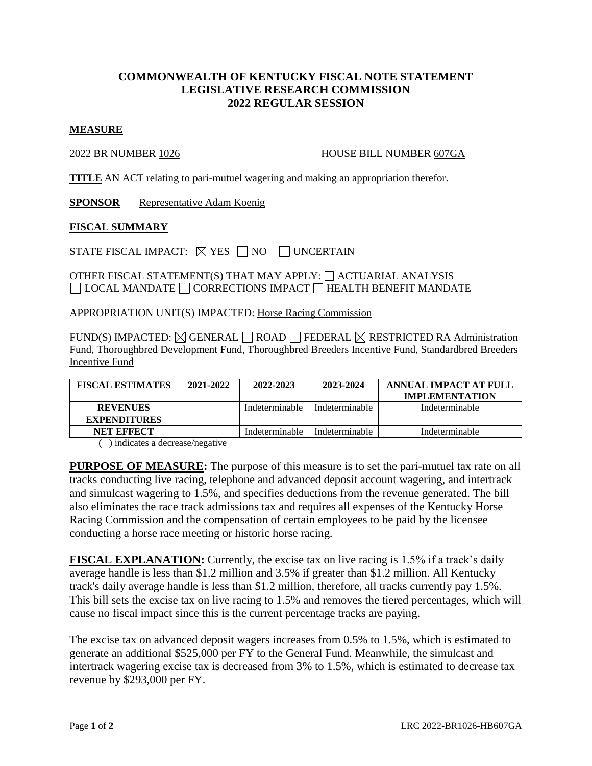# COMMONWEALTH OF KENTUCKY FISCAL NOTE STATEMENT
# LEGISLATIVE RESEARCH COMMISSION
# 2022 REGULAR SESSION

**MEASURE**

2022 BR NUMBER 1026 HOUSE BILL NUMBER 607GA

**TITLE** AN ACT relating to pari-mutuel wagering and making an appropriation therefor.

**SPONSOR** Representative Adam Koenig

**FISCAL SUMMARY**

STATE FISCAL IMPACT: ☒ YES ☐ NO ☐ UNCERTAIN

OTHER FISCAL STATEMENT(S) THAT MAY APPLY: ☐ ACTUARIAL ANALYSIS ☐ LOCAL MANDATE ☐ CORRECTIONS IMPACT ☐ HEALTH BENEFIT MANDATE

APPROPRIATION UNIT(S) IMPACTED: Horse Racing Commission

FUND(S) IMPACTED: ☒ GENERAL ☐ ROAD ☐ FEDERAL ☒ RESTRICTED RA Administration Fund, Thoroughbred Development Fund, Thoroughbred Breeders Incentive Fund, Standardbred Breeders Incentive Fund

| FISCAL ESTIMATES | 2021-2022 | 2022-2023 | 2023-2024 | ANNUAL IMPACT AT FULL IMPLEMENTATION |
|---|---|---|---|---|
| REVENUES | | Indeterminable | Indeterminable | Indeterminable |
| EXPENDITURES | | | | |
| NET EFFECT | | Indeterminable | Indeterminable | Indeterminable |

( ) indicates a decrease/negative

**PURPOSE OF MEASURE:** The purpose of this measure is to set the pari-mutuel tax rate on all tracks conducting live racing, telephone and advanced deposit account wagering, and intertrack and simulcast wagering to 1.5%, and specifies deductions from the revenue generated. The bill also eliminates the race track admissions tax and requires all expenses of the Kentucky Horse Racing Commission and the compensation of certain employees to be paid by the licensee conducting a horse race meeting or historic horse racing.

**FISCAL EXPLANATION:** Currently, the excise tax on live racing is 1.5% if a track's daily average handle is less than $1.2 million and 3.5% if greater than $1.2 million. All Kentucky track's daily average handle is less than $1.2 million, therefore, all tracks currently pay 1.5%. This bill sets the excise tax on live racing to 1.5% and removes the tiered percentages, which will cause no fiscal impact since this is the current percentage tracks are paying.

The excise tax on advanced deposit wagers increases from 0.5% to 1.5%, which is estimated to generate an additional $525,000 per FY to the General Fund. Meanwhile, the simulcast and intertrack wagering excise tax is decreased from 3% to 1.5%, which is estimated to decrease tax revenue by $293,000 per FY.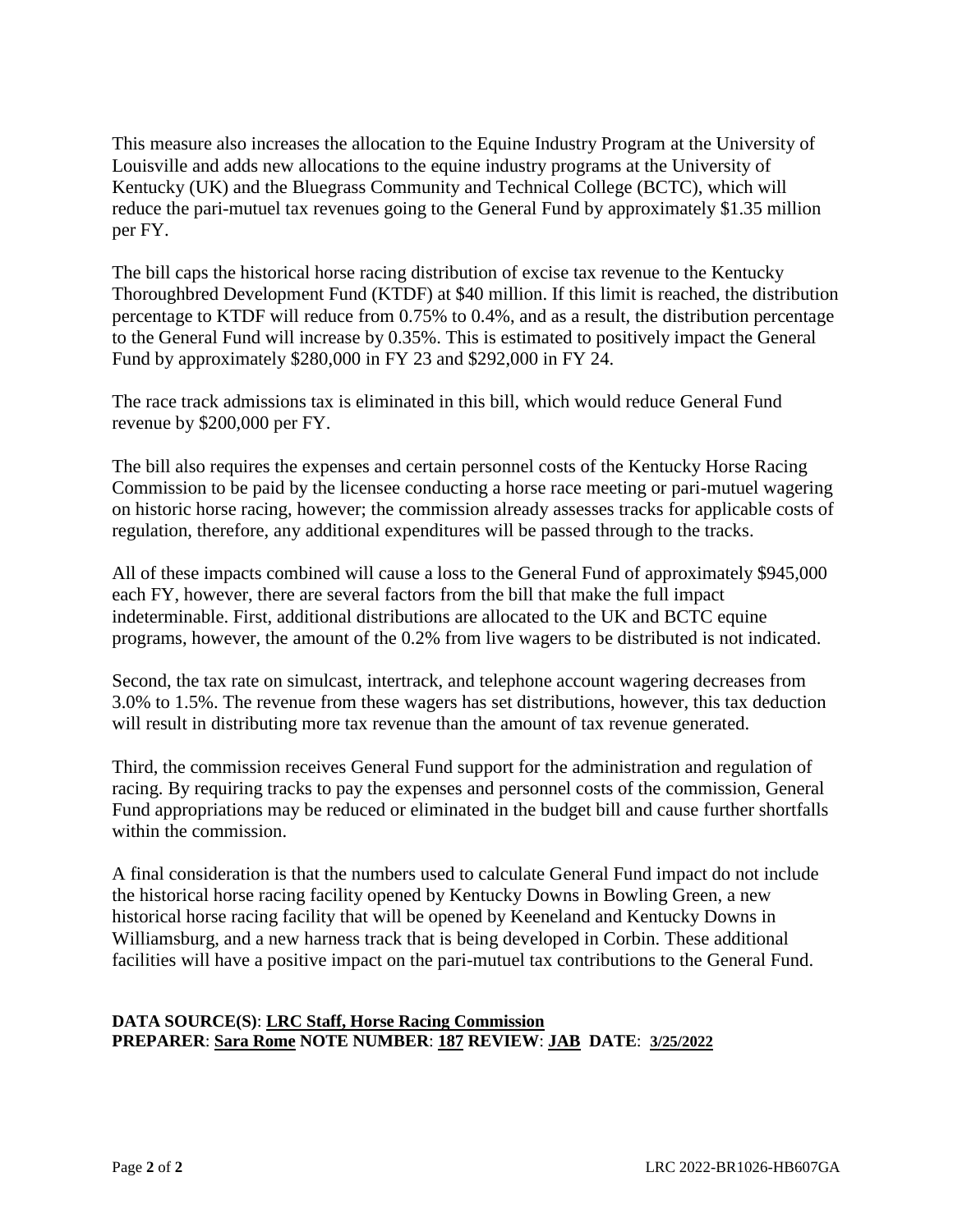This measure also increases the allocation to the Equine Industry Program at the University of Louisville and adds new allocations to the equine industry programs at the University of Kentucky (UK) and the Bluegrass Community and Technical College (BCTC), which will reduce the pari-mutuel tax revenues going to the General Fund by approximately $1.35 million per FY.

The bill caps the historical horse racing distribution of excise tax revenue to the Kentucky Thoroughbred Development Fund (KTDF) at $40 million. If this limit is reached, the distribution percentage to KTDF will reduce from 0.75% to 0.4%, and as a result, the distribution percentage to the General Fund will increase by 0.35%. This is estimated to positively impact the General Fund by approximately $280,000 in FY 23 and $292,000 in FY 24.

The race track admissions tax is eliminated in this bill, which would reduce General Fund revenue by $200,000 per FY.

The bill also requires the expenses and certain personnel costs of the Kentucky Horse Racing Commission to be paid by the licensee conducting a horse race meeting or pari-mutuel wagering on historic horse racing, however; the commission already assesses tracks for applicable costs of regulation, therefore, any additional expenditures will be passed through to the tracks.

All of these impacts combined will cause a loss to the General Fund of approximately $945,000 each FY, however, there are several factors from the bill that make the full impact indeterminable. First, additional distributions are allocated to the UK and BCTC equine programs, however, the amount of the 0.2% from live wagers to be distributed is not indicated.

Second, the tax rate on simulcast, intertrack, and telephone account wagering decreases from 3.0% to 1.5%. The revenue from these wagers has set distributions, however, this tax deduction will result in distributing more tax revenue than the amount of tax revenue generated.

Third, the commission receives General Fund support for the administration and regulation of racing. By requiring tracks to pay the expenses and personnel costs of the commission, General Fund appropriations may be reduced or eliminated in the budget bill and cause further shortfalls within the commission.

A final consideration is that the numbers used to calculate General Fund impact do not include the historical horse racing facility opened by Kentucky Downs in Bowling Green, a new historical horse racing facility that will be opened by Keeneland and Kentucky Downs in Williamsburg, and a new harness track that is being developed in Corbin. These additional facilities will have a positive impact on the pari-mutuel tax contributions to the General Fund.

**DATA SOURCE(S)**: **LRC Staff, Horse Racing Commission**
**PREPARER**: **Sara Rome** **NOTE NUMBER**: **187** **REVIEW**: **JAB** **DATE**: **3/25/2022**